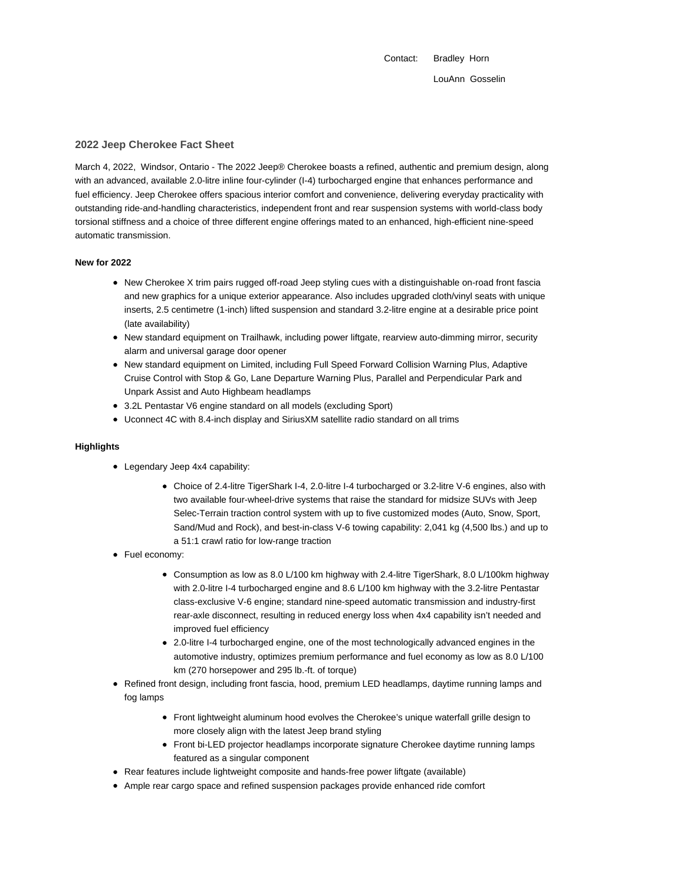Contact: Bradley Horn

LouAnn Gosselin

## 2022 Jeep Cherokee Fact Sheet

March 4, 2022, Windsor, Ontario - The 2022 Jeep® Cherokee boasts a refined, authentic and premium design, along with an advanced, available 2.0-litre inline four-cylinder (I-4) turbocharged engine that enhances performance and fuel efficiency. Jeep Cherokee offers spacious interior comfort and convenience, delivering everyday practicality with outstanding ride-and-handling characteristics, independent front and rear suspension systems with world-class body torsional stiffness and a choice of three different engine offerings mated to an enhanced, high-efficient nine-speed automatic transmission.

**New for 2022**

- New Cherokee X trim pairs rugged off-road Jeep styling cues with a distinguishable on-road front fascia and new graphics for a unique exterior appearance. Also includes upgraded cloth/vinyl seats with unique inserts, 2.5 centimetre (1-inch) lifted suspension and standard 3.2-litre engine at a desirable price point (late availability)
- New standard equipment on Trailhawk, including power liftgate, rearview auto-dimming mirror, security alarm and universal garage door opener
- New standard equipment on Limited, including Full Speed Forward Collision Warning Plus, Adaptive Cruise Control with Stop & Go, Lane Departure Warning Plus, Parallel and Perpendicular Park and Unpark Assist and Auto Highbeam headlamps
- 3.2L Pentastar V6 engine standard on all models (excluding Sport)
- Uconnect 4C with 8.4-inch display and SiriusXM satellite radio standard on all trims

**Highlights**

- Legendary Jeep 4x4 capability:
    - Choice of 2.4-litre TigerShark I-4, 2.0-litre I-4 turbocharged or 3.2-litre V-6 engines, also with two available four-wheel-drive systems that raise the standard for midsize SUVs with Jeep Selec-Terrain traction control system with up to five customized modes (Auto, Snow, Sport, Sand/Mud and Rock), and best-in-class V-6 towing capability: 2,041 kg (4,500 lbs.) and up to a 51:1 crawl ratio for low-range traction
- Fuel economy:
    - Consumption as low as 8.0 L/100 km highway with 2.4-litre TigerShark, 8.0 L/100km highway with 2.0-litre I-4 turbocharged engine and 8.6 L/100 km highway with the 3.2-litre Pentastar class-exclusive V-6 engine; standard nine-speed automatic transmission and industry-first rear-axle disconnect, resulting in reduced energy loss when 4x4 capability isn't needed and improved fuel efficiency
    - 2.0-litre I-4 turbocharged engine, one of the most technologically advanced engines in the automotive industry, optimizes premium performance and fuel economy as low as 8.0 L/100 km (270 horsepower and 295 lb.-ft. of torque)
- Refined front design, including front fascia, hood, premium LED headlamps, daytime running lamps and fog lamps
    - Front lightweight aluminum hood evolves the Cherokee's unique waterfall grille design to more closely align with the latest Jeep brand styling
    - Front bi-LED projector headlamps incorporate signature Cherokee daytime running lamps featured as a singular component
- Rear features include lightweight composite and hands-free power liftgate (available)
- Ample rear cargo space and refined suspension packages provide enhanced ride comfort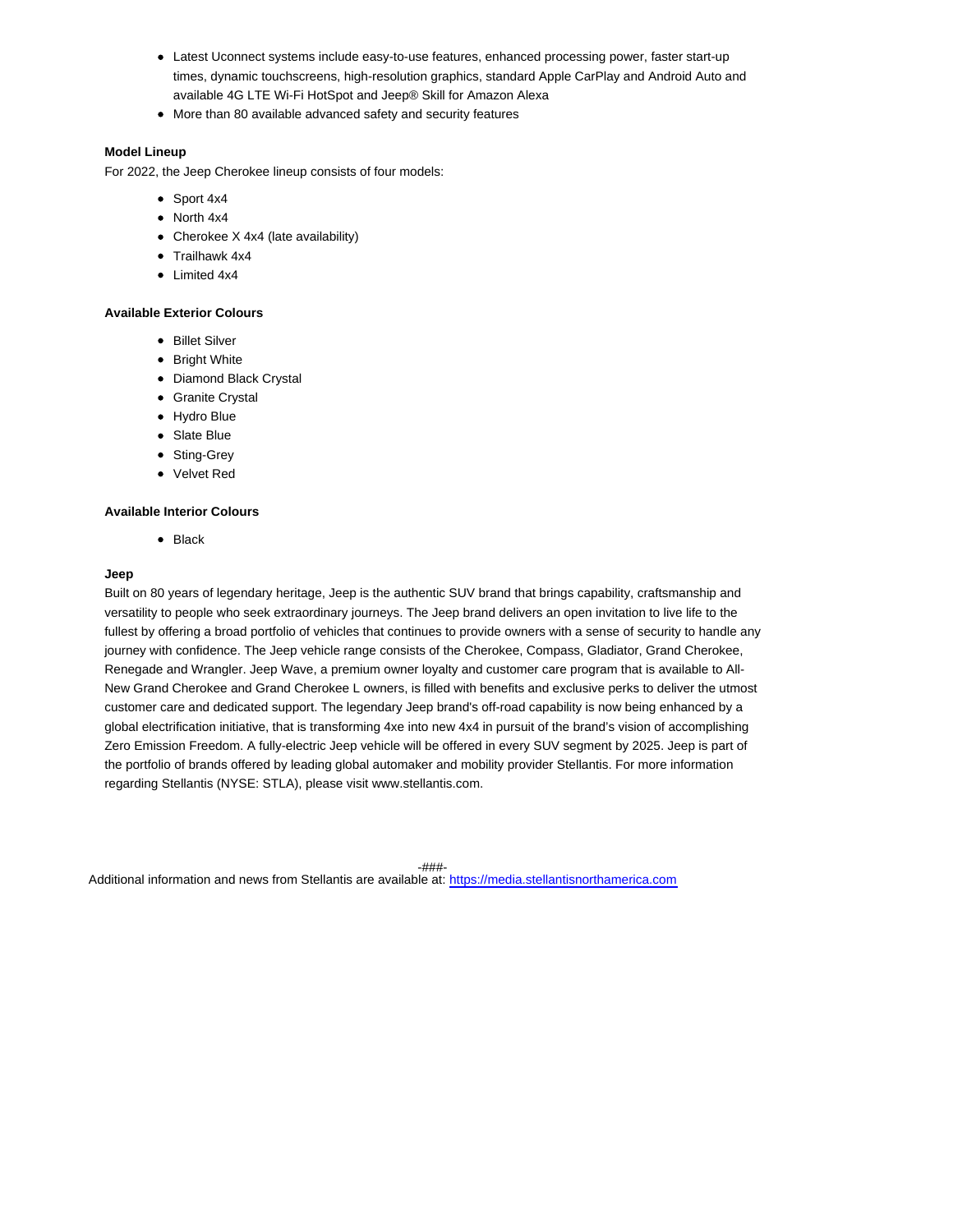- Latest Uconnect systems include easy-to-use features, enhanced processing power, faster start-up times, dynamic touchscreens, high-resolution graphics, standard Apple CarPlay and Android Auto and available 4G LTE Wi-Fi HotSpot and Jeep® Skill for Amazon Alexa
- More than 80 available advanced safety and security features

**Model Lineup**

For 2022, the Jeep Cherokee lineup consists of four models:

- Sport 4x4
- North 4x4
- Cherokee X 4x4 (late availability)
- Trailhawk 4x4
- Limited 4x4

**Available Exterior Colours**

- Billet Silver
- Bright White
- Diamond Black Crystal
- Granite Crystal
- Hydro Blue
- Slate Blue
- Sting-Grey
- Velvet Red

**Available Interior Colours**

- Black

**Jeep**

Built on 80 years of legendary heritage, Jeep is the authentic SUV brand that brings capability, craftsmanship and versatility to people who seek extraordinary journeys. The Jeep brand delivers an open invitation to live life to the fullest by offering a broad portfolio of vehicles that continues to provide owners with a sense of security to handle any journey with confidence. The Jeep vehicle range consists of the Cherokee, Compass, Gladiator, Grand Cherokee, Renegade and Wrangler. Jeep Wave, a premium owner loyalty and customer care program that is available to All-New Grand Cherokee and Grand Cherokee L owners, is filled with benefits and exclusive perks to deliver the utmost customer care and dedicated support. The legendary Jeep brand's off-road capability is now being enhanced by a global electrification initiative, that is transforming 4xe into new 4x4 in pursuit of the brand's vision of accomplishing Zero Emission Freedom. A fully-electric Jeep vehicle will be offered in every SUV segment by 2025. Jeep is part of the portfolio of brands offered by leading global automaker and mobility provider Stellantis. For more information regarding Stellantis (NYSE: STLA), please visit www.stellantis.com.

-###-

Additional information and news from Stellantis are available at: https://media.stellantisnorthamerica.com